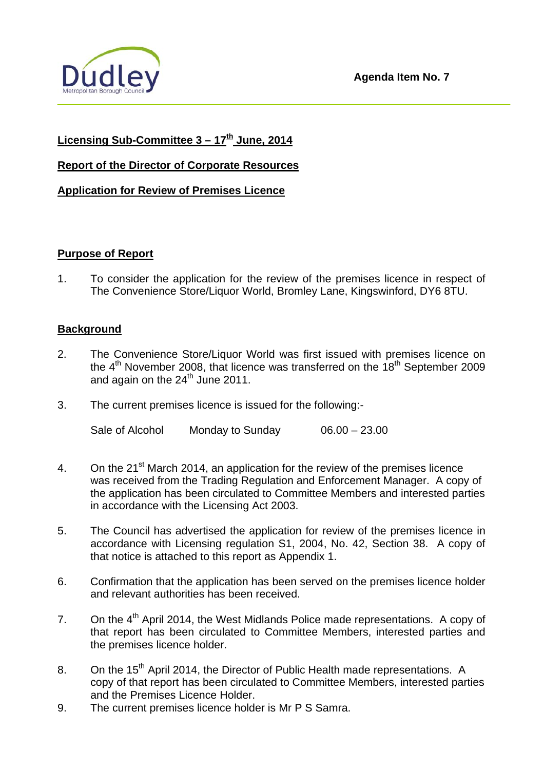Agenda Item No. 7

**Licensing Sub-Committee 3 – 17th June, 2014**

**Report of the Director of Corporate Resources**

**Application for Review of Premises Licence**

**Purpose of Report**

1. To consider the application for the review of the premises licence in respect of The Convenience Store/Liquor World, Bromley Lane, Kingswinford, DY6 8TU.

**Background**

2. The Convenience Store/Liquor World was first issued with premises licence on the 4th November 2008, that licence was transferred on the 18th September 2009 and again on the 24th June 2011.

3. The current premises licence is issued for the following:-

   | | | |
   |---|---|---|
   | Sale of Alcohol | Monday to Sunday | 06.00 – 23.00 |

4. On the 21st March 2014, an application for the review of the premises licence was received from the Trading Regulation and Enforcement Manager. A copy of the application has been circulated to Committee Members and interested parties in accordance with the Licensing Act 2003.

5. The Council has advertised the application for review of the premises licence in accordance with Licensing regulation S1, 2004, No. 42, Section 38. A copy of that notice is attached to this report as Appendix 1.

6. Confirmation that the application has been served on the premises licence holder and relevant authorities has been received.

7. On the 4th April 2014, the West Midlands Police made representations. A copy of that report has been circulated to Committee Members, interested parties and the premises licence holder.

8. On the 15th April 2014, the Director of Public Health made representations. A copy of that report has been circulated to Committee Members, interested parties and the Premises Licence Holder.

9. The current premises licence holder is Mr P S Samra.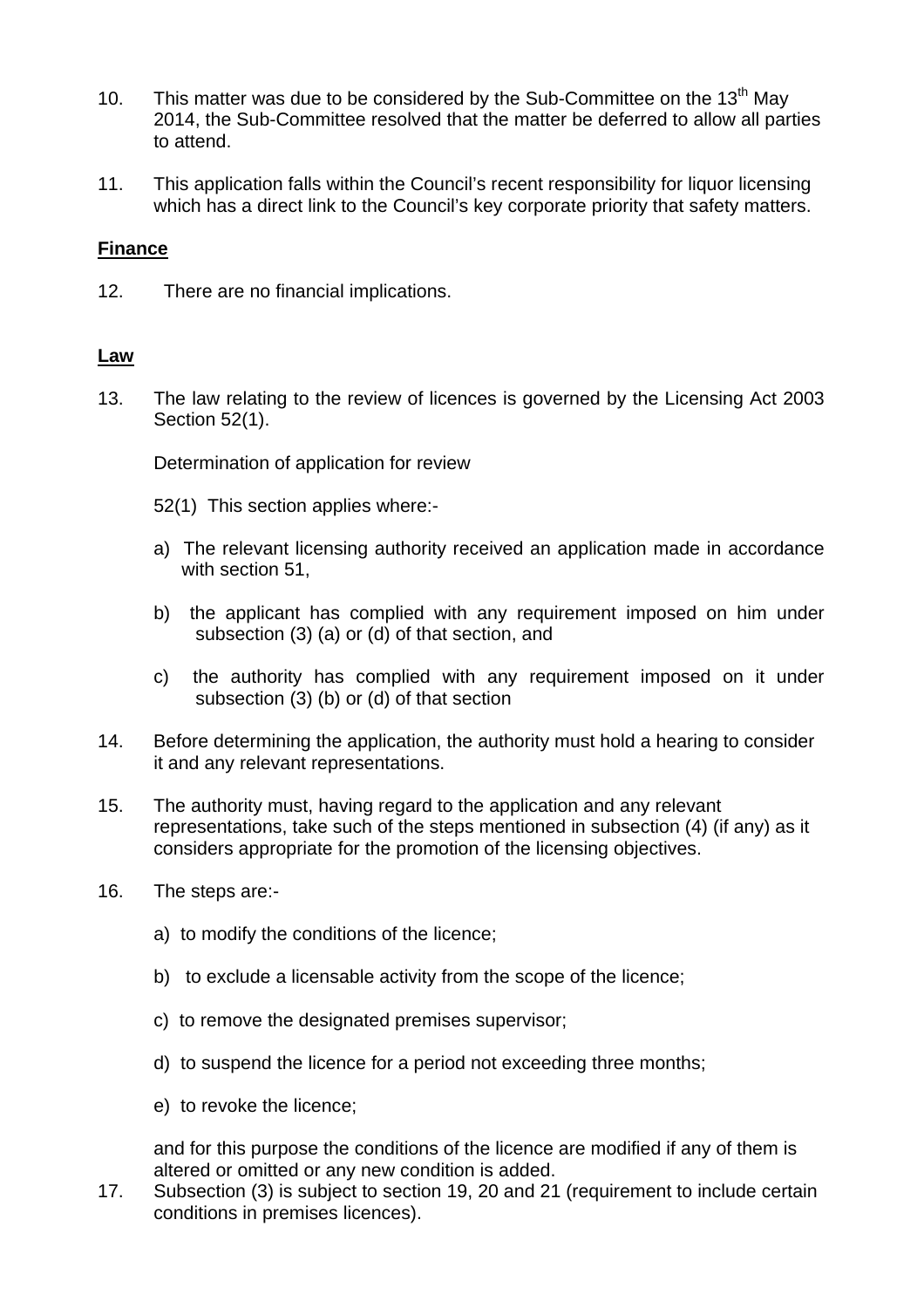10. This matter was due to be considered by the Sub-Committee on the 13th May 2014, the Sub-Committee resolved that the matter be deferred to allow all parties to attend.

11. This application falls within the Council's recent responsibility for liquor licensing which has a direct link to the Council's key corporate priority that safety matters.

**Finance**

12. There are no financial implications.

**Law**

13. The law relating to the review of licences is governed by the Licensing Act 2003 Section 52(1).

    Determination of application for review

    52(1) This section applies where:-

    a) The relevant licensing authority received an application made in accordance with section 51,

    b) the applicant has complied with any requirement imposed on him under subsection (3) (a) or (d) of that section, and

    c) the authority has complied with any requirement imposed on it under subsection (3) (b) or (d) of that section

14. Before determining the application, the authority must hold a hearing to consider it and any relevant representations.

15. The authority must, having regard to the application and any relevant representations, take such of the steps mentioned in subsection (4) (if any) as it considers appropriate for the promotion of the licensing objectives.

16. The steps are:-

    a) to modify the conditions of the licence;

    b) to exclude a licensable activity from the scope of the licence;

    c) to remove the designated premises supervisor;

    d) to suspend the licence for a period not exceeding three months;

    e) to revoke the licence;

    and for this purpose the conditions of the licence are modified if any of them is altered or omitted or any new condition is added.

17. Subsection (3) is subject to section 19, 20 and 21 (requirement to include certain conditions in premises licences).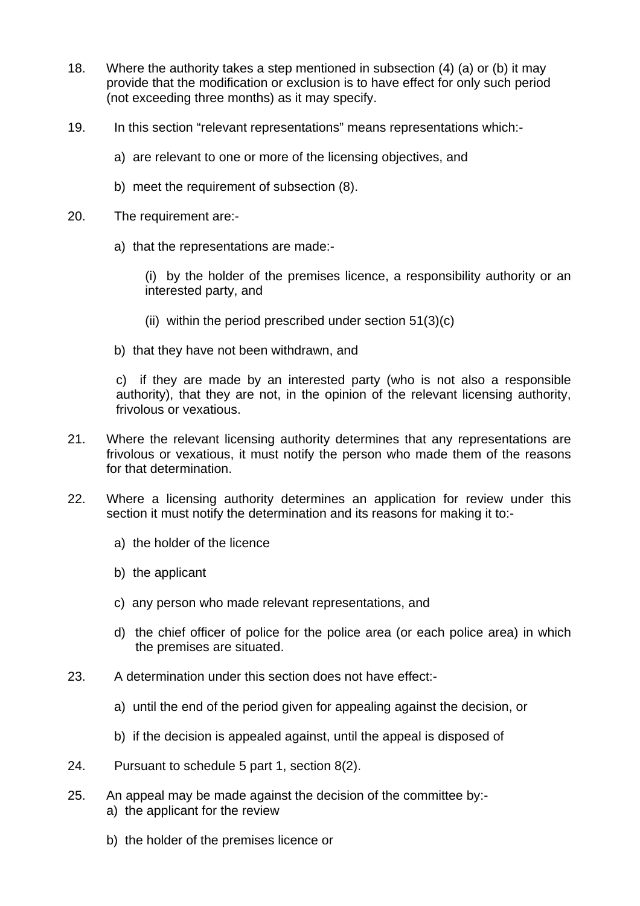18. Where the authority takes a step mentioned in subsection (4) (a) or (b) it may provide that the modification or exclusion is to have effect for only such period (not exceeding three months) as it may specify.

19. In this section "relevant representations" means representations which:-

    a) are relevant to one or more of the licensing objectives, and

    b) meet the requirement of subsection (8).

20. The requirement are:-

    a) that the representations are made:-

        (i) by the holder of the premises licence, a responsibility authority or an interested party, and

        (ii) within the period prescribed under section 51(3)(c)

    b) that they have not been withdrawn, and

    c) if they are made by an interested party (who is not also a responsible authority), that they are not, in the opinion of the relevant licensing authority, frivolous or vexatious.

21. Where the relevant licensing authority determines that any representations are frivolous or vexatious, it must notify the person who made them of the reasons for that determination.

22. Where a licensing authority determines an application for review under this section it must notify the determination and its reasons for making it to:-

    a) the holder of the licence

    b) the applicant

    c) any person who made relevant representations, and

    d) the chief officer of police for the police area (or each police area) in which the premises are situated.

23. A determination under this section does not have effect:-

    a) until the end of the period given for appealing against the decision, or

    b) if the decision is appealed against, until the appeal is disposed of

24. Pursuant to schedule 5 part 1, section 8(2).

25. An appeal may be made against the decision of the committee by:-
    a) the applicant for the review

    b) the holder of the premises licence or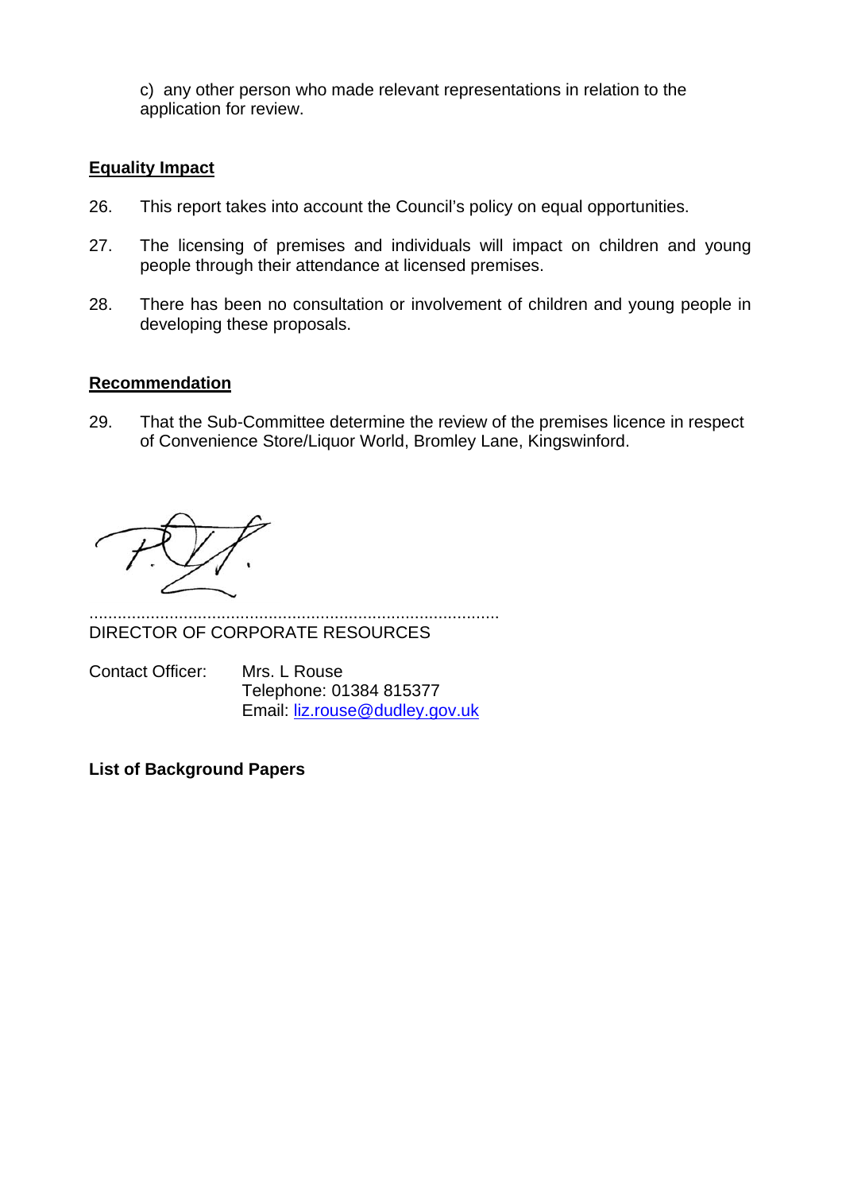c) any other person who made relevant representations in relation to the application for review.

**Equality Impact**

26. This report takes into account the Council's policy on equal opportunities.

27. The licensing of premises and individuals will impact on children and young people through their attendance at licensed premises.

28. There has been no consultation or involvement of children and young people in developing these proposals.

**Recommendation**

29. That the Sub-Committee determine the review of the premises licence in respect of Convenience Store/Liquor World, Bromley Lane, Kingswinford.

.....................................................................................
DIRECTOR OF CORPORATE RESOURCES

Contact Officer: Mrs. L Rouse
Telephone: 01384 815377
Email: liz.rouse@dudley.gov.uk

**List of Background Papers**